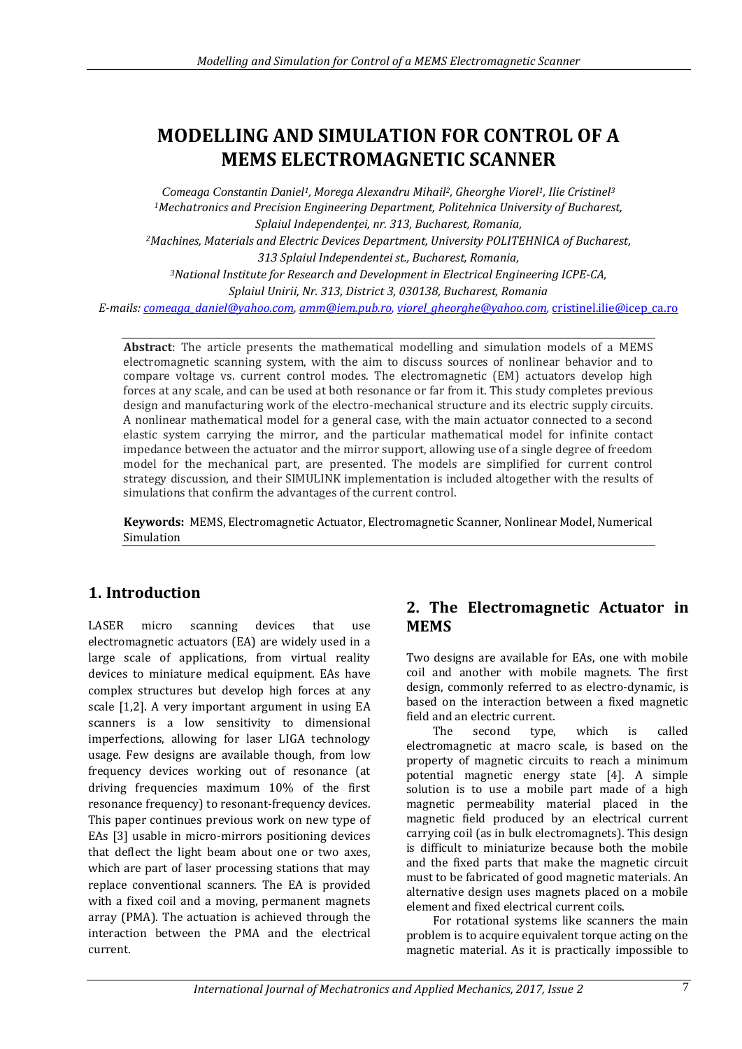# MODELLING AND SIMULATION FOR CONTROL OF A MEMS ELECTROMAGNETIC SCANNER

*Comeaga Constantin Daniel[1], Morega Alexandru Mihail[2], Gheorghe Viorel[1], Ilie Cristinel[3]*
*[1]Mechatronics and Precision Engineering Department, Politehnica University of Bucharest, Splaiul Independenței, nr. 313, Bucharest, Romania,*
*[2]Machines, Materials and Electric Devices Department, University POLITEHNICA of Bucharest, 313 Splaiul Independentei st., Bucharest, Romania,*
*[3]National Institute for Research and Development in Electrical Engineering ICPE-CA, Splaiul Unirii, Nr. 313, District 3, 030138, Bucharest, Romania*
*E-mails: comeaga_daniel@yahoo.com, amm@iem.pub.ro, viorel_gheorghe@yahoo.com,* cristinel.ilie@icep_ca.ro

**Abstract**: The article presents the mathematical modelling and simulation models of a MEMS electromagnetic scanning system, with the aim to discuss sources of nonlinear behavior and to compare voltage vs. current control modes. The electromagnetic (EM) actuators develop high forces at any scale, and can be used at both resonance or far from it. This study completes previous design and manufacturing work of the electro-mechanical structure and its electric supply circuits. A nonlinear mathematical model for a general case, with the main actuator connected to a second elastic system carrying the mirror, and the particular mathematical model for infinite contact impedance between the actuator and the mirror support, allowing use of a single degree of freedom model for the mechanical part, are presented. The models are simplified for current control strategy discussion, and their SIMULINK implementation is included altogether with the results of simulations that confirm the advantages of the current control.

**Keywords:** MEMS, Electromagnetic Actuator, Electromagnetic Scanner, Nonlinear Model, Numerical Simulation

## 1. Introduction

LASER micro scanning devices that use electromagnetic actuators (EA) are widely used in a large scale of applications, from virtual reality devices to miniature medical equipment. EAs have complex structures but develop high forces at any scale [1,2]. A very important argument in using EA scanners is a low sensitivity to dimensional imperfections, allowing for laser LIGA technology usage. Few designs are available though, from low frequency devices working out of resonance (at driving frequencies maximum 10% of the first resonance frequency) to resonant-frequency devices. This paper continues previous work on new type of EAs [3] usable in micro-mirrors positioning devices that deflect the light beam about one or two axes, which are part of laser processing stations that may replace conventional scanners. The EA is provided with a fixed coil and a moving, permanent magnets array (PMA). The actuation is achieved through the interaction between the PMA and the electrical current.

## 2. The Electromagnetic Actuator in MEMS

Two designs are available for EAs, one with mobile coil and another with mobile magnets. The first design, commonly referred to as electro-dynamic, is based on the interaction between a fixed magnetic field and an electric current.

The second type, which is called electromagnetic at macro scale, is based on the property of magnetic circuits to reach a minimum potential magnetic energy state [4]. A simple solution is to use a mobile part made of a high magnetic permeability material placed in the magnetic field produced by an electrical current carrying coil (as in bulk electromagnets). This design is difficult to miniaturize because both the mobile and the fixed parts that make the magnetic circuit must to be fabricated of good magnetic materials. An alternative design uses magnets placed on a mobile element and fixed electrical current coils.

For rotational systems like scanners the main problem is to acquire equivalent torque acting on the magnetic material. As it is practically impossible to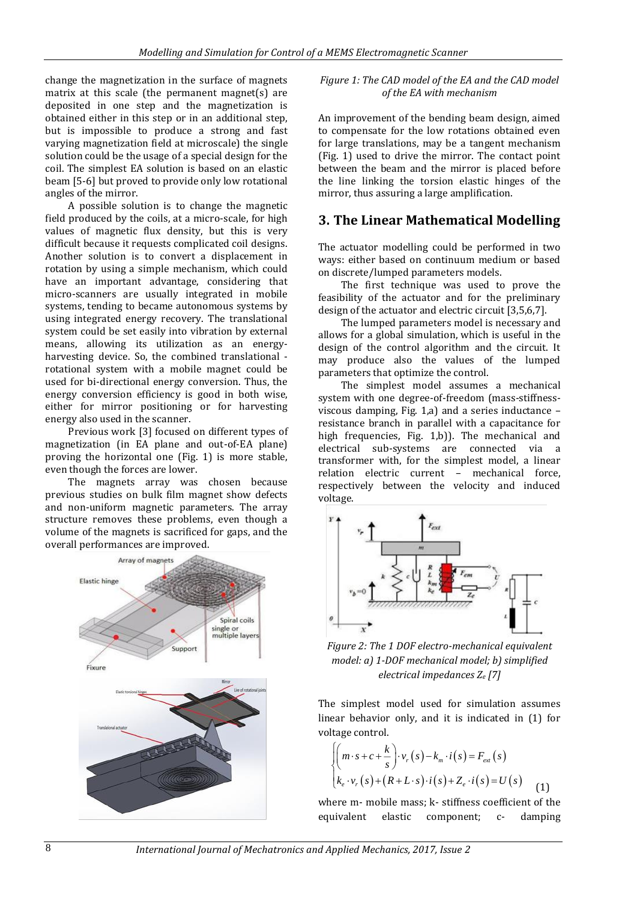change the magnetization in the surface of magnets matrix at this scale (the permanent magnet(s) are deposited in one step and the magnetization is obtained either in this step or in an additional step, but is impossible to produce a strong and fast varying magnetization field at microscale) the single solution could be the usage of a special design for the coil. The simplest EA solution is based on an elastic beam [5-6] but proved to provide only low rotational angles of the mirror.

A possible solution is to change the magnetic field produced by the coils, at a micro-scale, for high values of magnetic flux density, but this is very difficult because it requests complicated coil designs. Another solution is to convert a displacement in rotation by using a simple mechanism, which could have an important advantage, considering that micro-scanners are usually integrated in mobile systems, tending to became autonomous systems by using integrated energy recovery. The translational system could be set easily into vibration by external means, allowing its utilization as an energy-harvesting device. So, the combined translational - rotational system with a mobile magnet could be used for bi-directional energy conversion. Thus, the energy conversion efficiency is good in both wise, either for mirror positioning or for harvesting energy also used in the scanner.

Previous work [3] focused on different types of magnetization (in EA plane and out-of-EA plane) proving the horizontal one (Fig. 1) is more stable, even though the forces are lower.

The magnets array was chosen because previous studies on bulk film magnet show defects and non-uniform magnetic parameters. The array structure removes these problems, even though a volume of the magnets is sacrificed for gaps, and the overall performances are improved.

*Figure 1: The CAD model of the EA and the CAD model of the EA with mechanism*

An improvement of the bending beam design, aimed to compensate for the low rotations obtained even for large translations, may be a tangent mechanism (Fig. 1) used to drive the mirror. The contact point between the beam and the mirror is placed before the line linking the torsion elastic hinges of the mirror, thus assuring a large amplification.

## 3. The Linear Mathematical Modelling

The actuator modelling could be performed in two ways: either based on continuum medium or based on discrete/lumped parameters models.

The first technique was used to prove the feasibility of the actuator and for the preliminary design of the actuator and electric circuit [3,5,6,7].

The lumped parameters model is necessary and allows for a global simulation, which is useful in the design of the control algorithm and the circuit. It may produce also the values of the lumped parameters that optimize the control.

The simplest model assumes a mechanical system with one degree-of-freedom (mass-stiffness-viscous damping, Fig. 1,a) and a series inductance – resistance branch in parallel with a capacitance for high frequencies, Fig. 1,b)). The mechanical and electrical sub-systems are connected via a transformer with, for the simplest model, a linear relation electric current – mechanical force, respectively between the velocity and induced voltage.

*Figure 2: The 1 DOF electro-mechanical equivalent model: a) 1-DOF mechanical model; b) simplified electrical impedances $Z_e$ [7]*

The simplest model used for simulation assumes linear behavior only, and it is indicated in (1) for voltage control.

$$\begin{cases} \left(m \cdot s + c + \dfrac{k}{s}\right) \cdot v_r(s) - k_m \cdot i(s) = F_{ext}(s) \\ k_e \cdot v_r(s) + (R + L \cdot s) \cdot i(s) + Z_e \cdot i(s) = U(s) \end{cases} \quad (1)$$

where m- mobile mass; k- stiffness coefficient of the equivalent elastic component; c- damping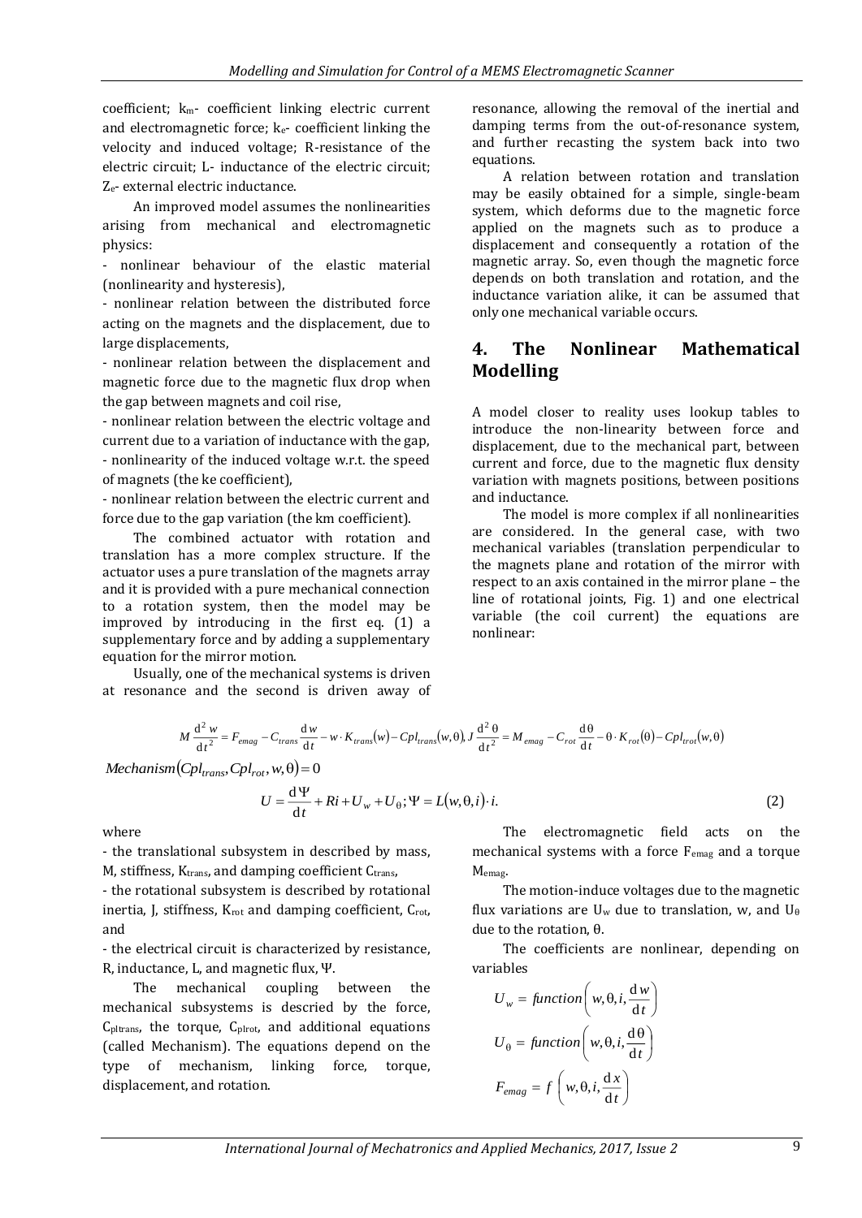coefficient; $k_m$- coefficient linking electric current and electromagnetic force; $k_e$- coefficient linking the velocity and induced voltage; R-resistance of the electric circuit; L- inductance of the electric circuit; $Z_e$- external electric inductance.

An improved model assumes the nonlinearities arising from mechanical and electromagnetic physics:

- nonlinear behaviour of the elastic material (nonlinearity and hysteresis),
- nonlinear relation between the distributed force acting on the magnets and the displacement, due to large displacements,
- nonlinear relation between the displacement and magnetic force due to the magnetic flux drop when the gap between magnets and coil rise,
- nonlinear relation between the electric voltage and current due to a variation of inductance with the gap,
- nonlinearity of the induced voltage w.r.t. the speed of magnets (the ke coefficient),
- nonlinear relation between the electric current and force due to the gap variation (the km coefficient).

The combined actuator with rotation and translation has a more complex structure. If the actuator uses a pure translation of the magnets array and it is provided with a pure mechanical connection to a rotation system, then the model may be improved by introducing in the first eq. (1) a supplementary force and by adding a supplementary equation for the mirror motion.

Usually, one of the mechanical systems is driven at resonance and the second is driven away of resonance, allowing the removal of the inertial and damping terms from the out-of-resonance system, and further recasting the system back into two equations.

A relation between rotation and translation may be easily obtained for a simple, single-beam system, which deforms due to the magnetic force applied on the magnets such as to produce a displacement and consequently a rotation of the magnetic array. So, even though the magnetic force depends on both translation and rotation, and the inductance variation alike, it can be assumed that only one mechanical variable occurs.

## 4. The Nonlinear Mathematical Modelling

A model closer to reality uses lookup tables to introduce the non-linearity between force and displacement, due to the mechanical part, between current and force, due to the magnetic flux density variation with magnets positions, between positions and inductance.

The model is more complex if all nonlinearities are considered. In the general case, with two mechanical variables (translation perpendicular to the magnets plane and rotation of the mirror with respect to an axis contained in the mirror plane – the line of rotational joints, Fig. 1) and one electrical variable (the coil current) the equations are nonlinear:

$$M\frac{\mathrm{d}^2 w}{\mathrm{d}t^2} = F_{emag} - C_{trans}\frac{\mathrm{d}w}{\mathrm{d}t} - w \cdot K_{trans}(w) - Cpl_{trans}(w,\theta), J\frac{\mathrm{d}^2 \theta}{\mathrm{d}t^2} = M_{emag} - C_{rot}\frac{\mathrm{d}\theta}{\mathrm{d}t} - \theta \cdot K_{rot}(\theta) - Cpl_{trot}(w,\theta)$$

$$Mechanism(Cpl_{trans}, Cpl_{rot}, w, \theta) = 0$$

$$U = \frac{\mathrm{d}\Psi}{\mathrm{d}t} + Ri + U_w + U_\theta; \Psi = L(w,\theta,i)\cdot i. \tag{2}$$

where

- the translational subsystem in described by mass, M, stiffness, $K_{trans}$, and damping coefficient $C_{trans}$,
- the rotational subsystem is described by rotational inertia, J, stiffness, $K_{rot}$ and damping coefficient, $C_{rot}$, and
- the electrical circuit is characterized by resistance, R, inductance, L, and magnetic flux, Ψ.

The mechanical coupling between the mechanical subsystems is descried by the force, $C_{pltrans}$, the torque, $C_{plrot}$, and additional equations (called Mechanism). The equations depend on the type of mechanism, linking force, torque, displacement, and rotation.

The electromagnetic field acts on the mechanical systems with a force $F_{emag}$ and a torque $M_{emag}$.

The motion-induce voltages due to the magnetic flux variations are $U_w$ due to translation, w, and $U_\theta$ due to the rotation, θ.

The coefficients are nonlinear, depending on variables

$$U_w = function\left(w,\theta,i,\frac{\mathrm{d}w}{\mathrm{d}t}\right)$$

$$U_\theta = function\left(w,\theta,i,\frac{\mathrm{d}\theta}{\mathrm{d}t}\right)$$

$$F_{emag} = f\left(w,\theta,i,\frac{\mathrm{d}x}{\mathrm{d}t}\right)$$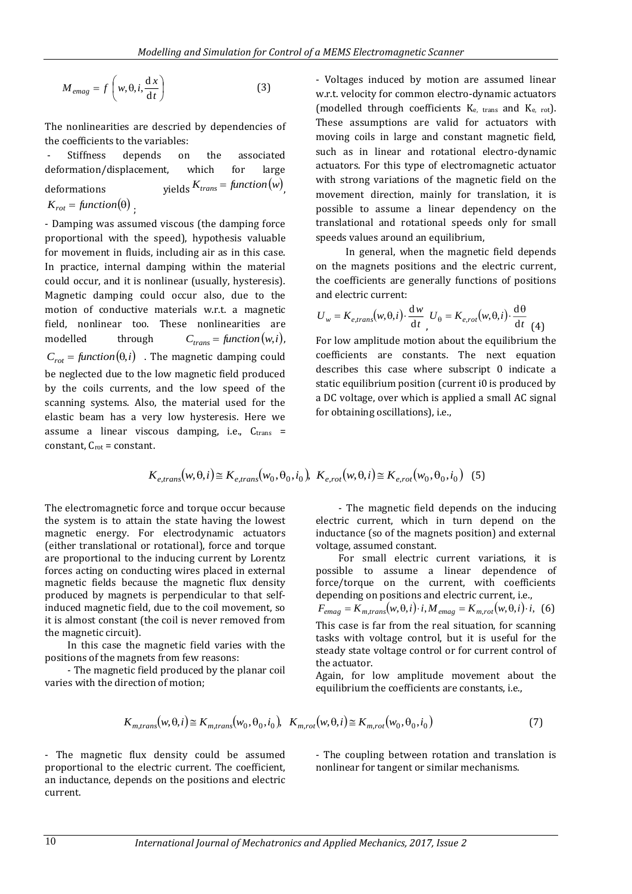$$M_{emag} = f\left(w, \theta, i, \frac{\mathrm{d}x}{\mathrm{d}t}\right) \qquad (3)$$

The nonlinearities are descried by dependencies of the coefficients to the variables:

- Stiffness depends on the associated deformation/displacement, which for large deformations yields $K_{trans} = function(w)$, $K_{rot} = function(\theta)$;

- Damping was assumed viscous (the damping force proportional with the speed), hypothesis valuable for movement in fluids, including air as in this case. In practice, internal damping within the material could occur, and it is nonlinear (usually, hysteresis). Magnetic damping could occur also, due to the motion of conductive materials w.r.t. a magnetic field, nonlinear too. These nonlinearities are modelled through $C_{trans} = function(w,i)$, $C_{rot} = function(\theta,i)$. The magnetic damping could be neglected due to the low magnetic field produced by the coils currents, and the low speed of the scanning systems. Also, the material used for the elastic beam has a very low hysteresis. Here we assume a linear viscous damping, i.e., $C_{trans}$ = constant, $C_{rot}$ = constant.

- Voltages induced by motion are assumed linear w.r.t. velocity for common electro-dynamic actuators (modelled through coefficients $K_{e,\ trans}$ and $K_{e,\ rot}$). These assumptions are valid for actuators with moving coils in large and constant magnetic field, such as in linear and rotational electro-dynamic actuators. For this type of electromagnetic actuator with strong variations of the magnetic field on the movement direction, mainly for translation, it is possible to assume a linear dependency on the translational and rotational speeds only for small speeds values around an equilibrium,

In general, when the magnetic field depends on the magnets positions and the electric current, the coefficients are generally functions of positions and electric current:

$$U_w = K_{e,trans}(w,\theta,i)\cdot\frac{\mathrm{d}w}{\mathrm{d}t},\ U_\theta = K_{e,rot}(w,\theta,i)\cdot\frac{\mathrm{d}\theta}{\mathrm{d}t} \qquad (4)$$

For low amplitude motion about the equilibrium the coefficients are constants. The next equation describes this case where subscript 0 indicate a static equilibrium position (current i0 is produced by a DC voltage, over which is applied a small AC signal for obtaining oscillations), i.e.,

$$K_{e,trans}(w,\theta,i) \cong K_{e,trans}(w_0,\theta_0,i_0),\ \ K_{e,rot}(w,\theta,i) \cong K_{e,rot}(w_0,\theta_0,i_0) \quad (5)$$

The electromagnetic force and torque occur because the system is to attain the state having the lowest magnetic energy. For electrodynamic actuators (either translational or rotational), force and torque are proportional to the inducing current by Lorentz forces acting on conducting wires placed in external magnetic fields because the magnetic flux density produced by magnets is perpendicular to that self-induced magnetic field, due to the coil movement, so it is almost constant (the coil is never removed from the magnetic circuit).

In this case the magnetic field varies with the positions of the magnets from few reasons:

- The magnetic field produced by the planar coil varies with the direction of motion;

- The magnetic flux density could be assumed proportional to the electric current. The coefficient, an inductance, depends on the positions and electric current.

- The magnetic field depends on the inducing electric current, which in turn depend on the inductance (so of the magnets position) and external voltage, assumed constant.

For small electric current variations, it is possible to assume a linear dependence of force/torque on the current, with coefficients depending on positions and electric current, i.e.,

$$F_{emag} = K_{m,trans}(w,\theta,i)\cdot i, M_{emag} = K_{m,rot}(w,\theta,i)\cdot i, \quad (6)$$

This case is far from the real situation, for scanning tasks with voltage control, but it is useful for the steady state voltage control or for current control of the actuator.

Again, for low amplitude movement about the equilibrium the coefficients are constants, i.e.,

$$K_{m,trans}(w,\theta,i) \cong K_{m,trans}(w_0,\theta_0,i_0),\ \ K_{m,rot}(w,\theta,i) \cong K_{m,rot}(w_0,\theta_0,i_0) \qquad (7)$$

- The coupling between rotation and translation is nonlinear for tangent or similar mechanisms.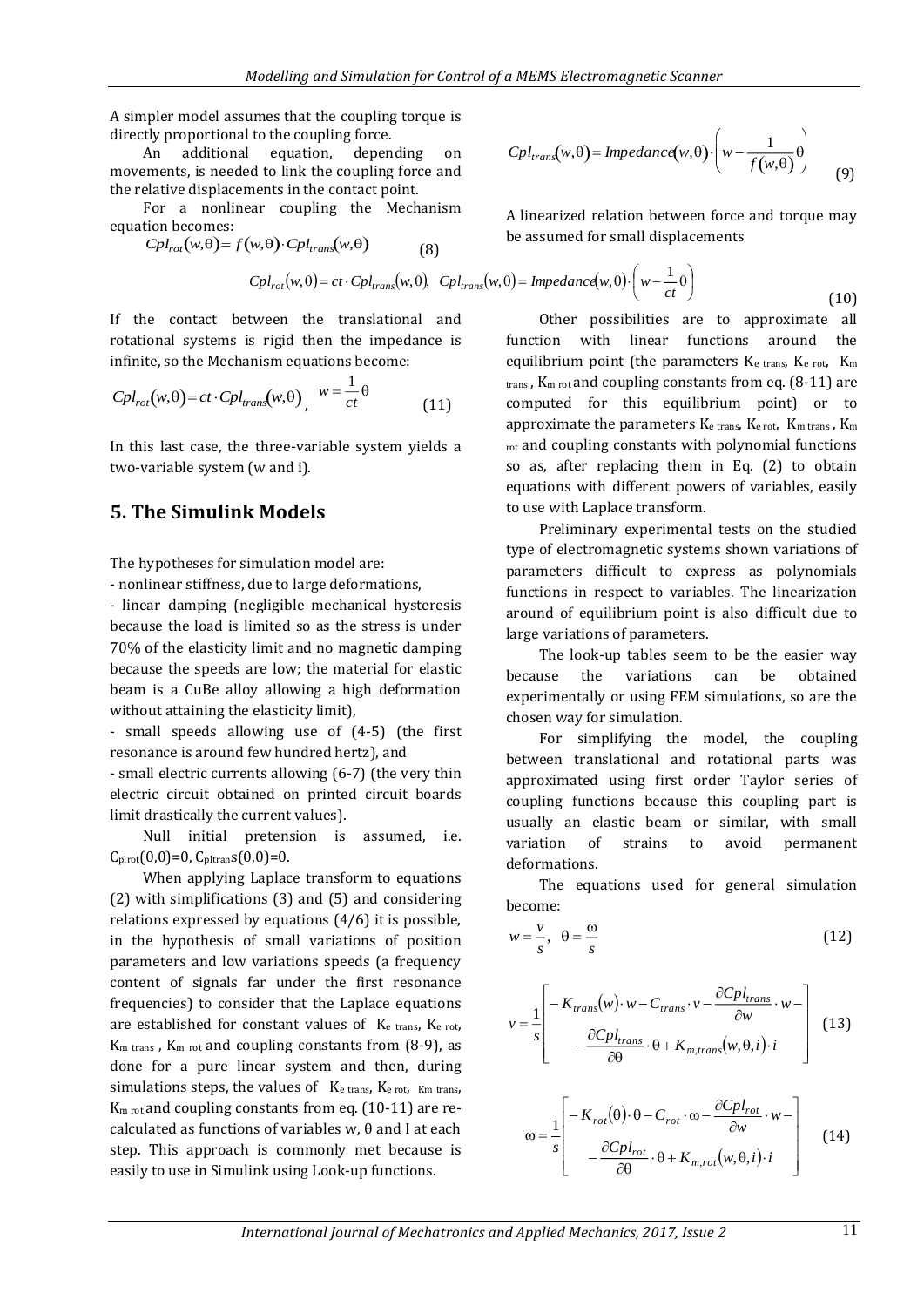A simpler model assumes that the coupling torque is directly proportional to the coupling force.

An additional equation, depending on movements, is needed to link the coupling force and the relative displacements in the contact point.

For a nonlinear coupling the Mechanism equation becomes:

$$Cpl_{rot}(w,\theta)= f(w,\theta)\cdot Cpl_{trans}(w,\theta) \tag{8}$$

$$Cpl_{trans}(w,\theta)= Impedance(w,\theta)\cdot\left(w-\frac{1}{f(w,\theta)}\theta\right) \tag{9}$$

A linearized relation between force and torque may be assumed for small displacements

$$Cpl_{rot}(w,\theta)= ct\cdot Cpl_{trans}(w,\theta),\;\; Cpl_{trans}(w,\theta)= Impedance(w,\theta)\cdot\left(w-\frac{1}{ct}\theta\right) \tag{10}$$

If the contact between the translational and rotational systems is rigid then the impedance is infinite, so the Mechanism equations become:

$$Cpl_{rot}(w,\theta)= ct\cdot Cpl_{trans}(w,\theta),\;\; w=\frac{1}{ct}\theta \tag{11}$$

In this last case, the three-variable system yields a two-variable system (w and i).

## 5. The Simulink Models

The hypotheses for simulation model are:

- nonlinear stiffness, due to large deformations,
- linear damping (negligible mechanical hysteresis because the load is limited so as the stress is under 70% of the elasticity limit and no magnetic damping because the speeds are low; the material for elastic beam is a CuBe alloy allowing a high deformation without attaining the elasticity limit),
- small speeds allowing use of (4-5) (the first resonance is around few hundred hertz), and
- small electric currents allowing (6-7) (the very thin electric circuit obtained on printed circuit boards limit drastically the current values).

Null initial pretension is assumed, i.e. $C_{plrot}(0,0)=0$, $C_{pltrans}(0,0)=0$.

When applying Laplace transform to equations (2) with simplifications (3) and (5) and considering relations expressed by equations (4/6) it is possible, in the hypothesis of small variations of position parameters and low variations speeds (a frequency content of signals far under the first resonance frequencies) to consider that the Laplace equations are established for constant values of $K_{e\ trans}$, $K_{e\ rot}$, $K_{m\ trans}$, $K_{m\ rot}$ and coupling constants from (8-9), as done for a pure linear system and then, during simulations steps, the values of $K_{e\ trans}$, $K_{e\ rot}$, $K_{m\ trans}$, $K_{m\ rot}$ and coupling constants from eq. (10-11) are re-calculated as functions of variables w, θ and I at each step. This approach is commonly met because is easily to use in Simulink using Look-up functions.

Other possibilities are to approximate all function with linear functions around the equilibrium point (the parameters $K_{e\ trans}$, $K_{e\ rot}$, $K_{m\ trans}$, $K_{m\ rot}$ and coupling constants from eq. (8-11) are computed for this equilibrium point) or to approximate the parameters $K_{e\ trans}$, $K_{e\ rot}$, $K_{m\ trans}$, $K_{m\ rot}$ and coupling constants with polynomial functions so as, after replacing them in Eq. (2) to obtain equations with different powers of variables, easily to use with Laplace transform.

Preliminary experimental tests on the studied type of electromagnetic systems shown variations of parameters difficult to express as polynomials functions in respect to variables. The linearization around of equilibrium point is also difficult due to large variations of parameters.

The look-up tables seem to be the easier way because the variations can be obtained experimentally or using FEM simulations, so are the chosen way for simulation.

For simplifying the model, the coupling between translational and rotational parts was approximated using first order Taylor series of coupling functions because this coupling part is usually an elastic beam or similar, with small variation of strains to avoid permanent deformations.

The equations used for general simulation become:

$$w=\frac{v}{s},\;\; \theta=\frac{\omega}{s} \tag{12}$$

$$v=\frac{1}{s}\left[\begin{array}{l}-K_{trans}(w)\cdot w-C_{trans}\cdot v-\dfrac{\partial Cpl_{trans}}{\partial w}\cdot w-\\ -\dfrac{\partial Cpl_{trans}}{\partial \theta}\cdot\theta+K_{m,trans}(w,\theta,i)\cdot i\end{array}\right] \tag{13}$$

$$\omega=\frac{1}{s}\left[\begin{array}{l}-K_{rot}(\theta)\cdot\theta-C_{rot}\cdot\omega-\dfrac{\partial Cpl_{rot}}{\partial w}\cdot w-\\ -\dfrac{\partial Cpl_{rot}}{\partial \theta}\cdot\theta+K_{m,rot}(w,\theta,i)\cdot i\end{array}\right] \tag{14}$$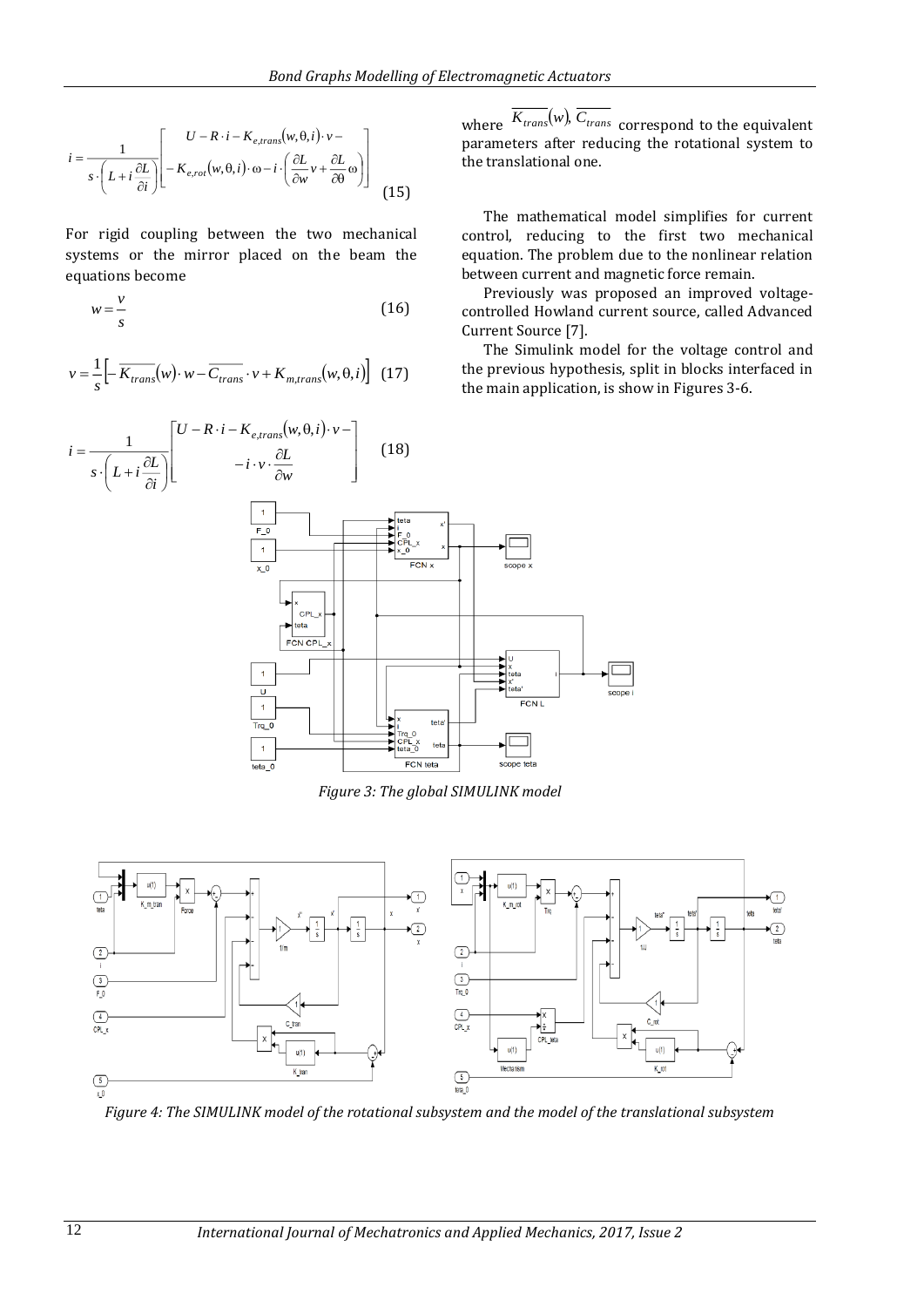$$i = \frac{1}{s \cdot \left( L + i \frac{\partial L}{\partial i} \right)} \left[ \begin{array}{c} U - R \cdot i - K_{e,trans}(w, \theta, i) \cdot v - \\ - K_{e,rot}(w, \theta, i) \cdot \omega - i \cdot \left( \frac{\partial L}{\partial w} v + \frac{\partial L}{\partial \theta} \omega \right) \end{array} \right] \quad (15)$$

For rigid coupling between the two mechanical systems or the mirror placed on the beam the equations become

$$w = \frac{v}{s} \quad (16)$$

$$v = \frac{1}{s} \left[ - \overline{K_{trans}}(w) \cdot w - \overline{C_{trans}} \cdot v + K_{m,trans}(w, \theta, i) \right] \quad (17)$$

$$i = \frac{1}{s \cdot \left( L + i \frac{\partial L}{\partial i} \right)} \left[ \begin{array}{c} U - R \cdot i - K_{e,trans}(w, \theta, i) \cdot v - \\ - i \cdot v \cdot \frac{\partial L}{\partial w} \end{array} \right] \quad (18)$$

where $\overline{K_{trans}}(w)$, $\overline{C_{trans}}$ correspond to the equivalent parameters after reducing the rotational system to the translational one.

The mathematical model simplifies for current control, reducing to the first two mechanical equation. The problem due to the nonlinear relation between current and magnetic force remain.

Previously was proposed an improved voltage-controlled Howland current source, called Advanced Current Source [7].

The Simulink model for the voltage control and the previous hypothesis, split in blocks interfaced in the main application, is show in Figures 3-6.

*Figure 3: The global SIMULINK model*

*Figure 4: The SIMULINK model of the rotational subsystem and the model of the translational subsystem*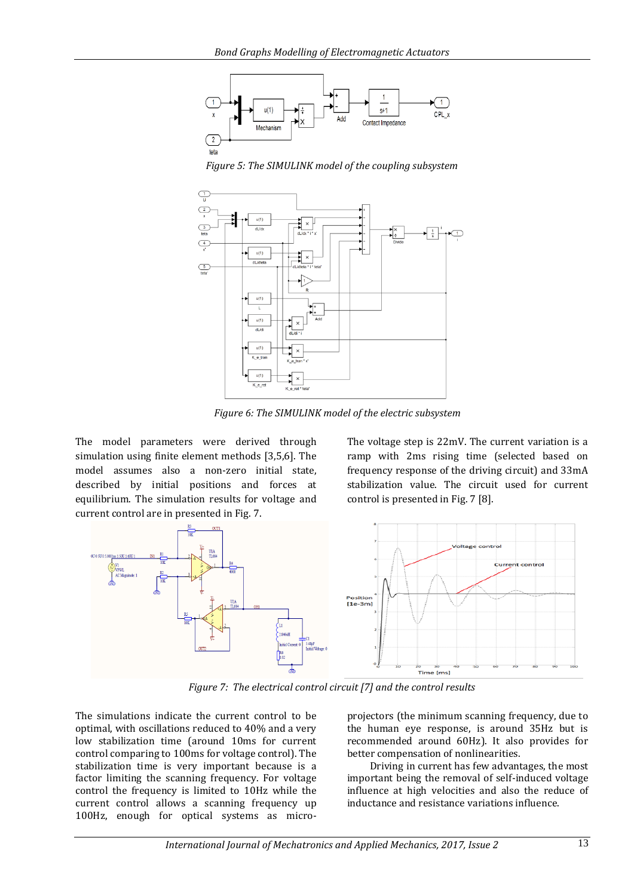Figure 5: The SIMULINK model of the coupling subsystem

Figure 6: The SIMULINK model of the electric subsystem

The model parameters were derived through simulation using finite element methods [3,5,6]. The model assumes also a non-zero initial state, described by initial positions and forces at equilibrium. The simulation results for voltage and current control are in presented in Fig. 7.

The voltage step is 22mV. The current variation is a ramp with 2ms rising time (selected based on frequency response of the driving circuit) and 33mA stabilization value. The circuit used for current control is presented in Fig. 7 [8].

Figure 7: The electrical control circuit [7] and the control results

The simulations indicate the current control to be optimal, with oscillations reduced to 40% and a very low stabilization time (around 10ms for current control comparing to 100ms for voltage control). The stabilization time is very important because is a factor limiting the scanning frequency. For voltage control the frequency is limited to 10Hz while the current control allows a scanning frequency up 100Hz, enough for optical systems as micro-projectors (the minimum scanning frequency, due to the human eye response, is around 35Hz but is recommended around 60Hz). It also provides for better compensation of nonlinearities.

Driving in current has few advantages, the most important being the removal of self-induced voltage influence at high velocities and also the reduce of inductance and resistance variations influence.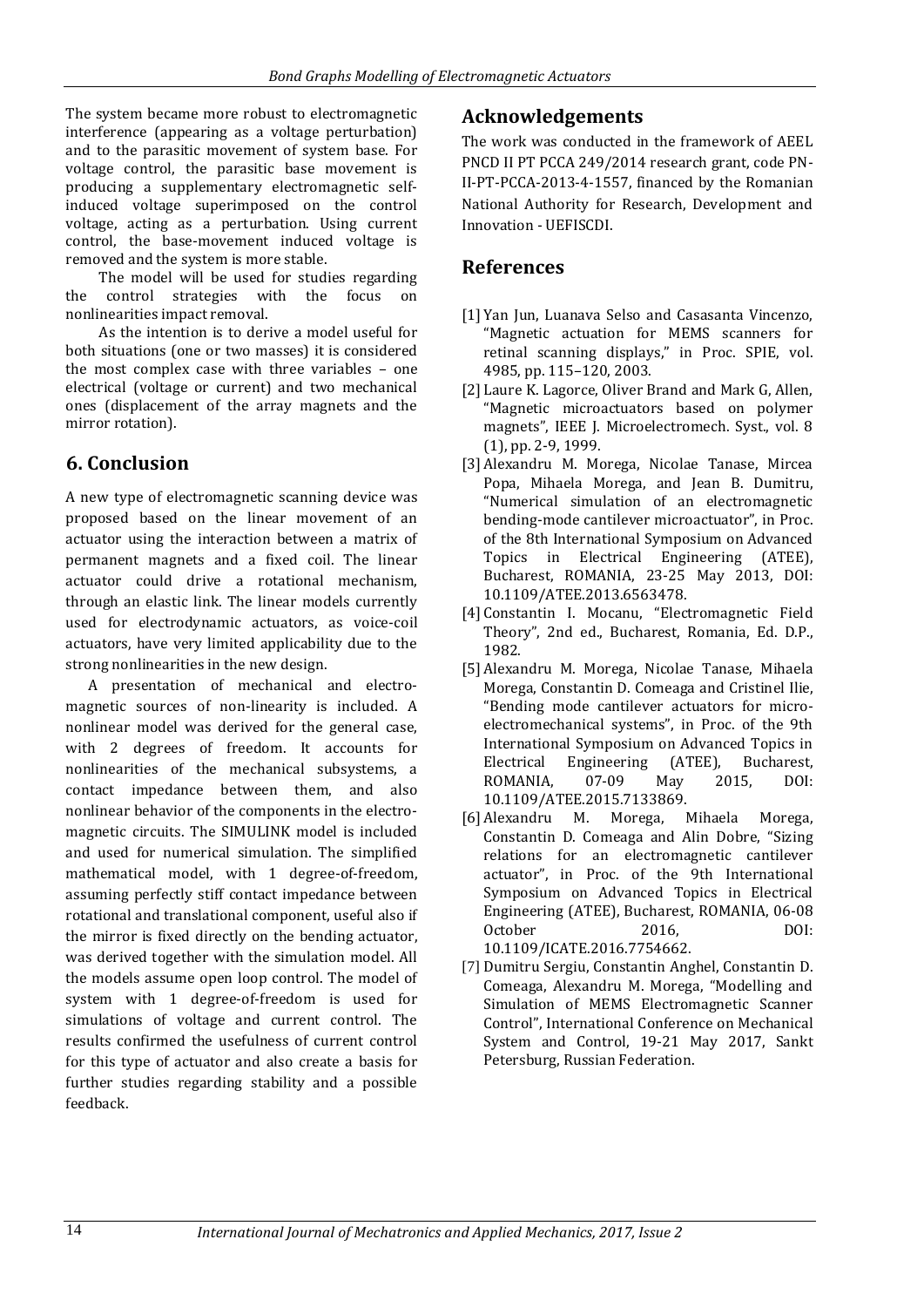The system became more robust to electromagnetic interference (appearing as a voltage perturbation) and to the parasitic movement of system base. For voltage control, the parasitic base movement is producing a supplementary electromagnetic self-induced voltage superimposed on the control voltage, acting as a perturbation. Using current control, the base-movement induced voltage is removed and the system is more stable.

The model will be used for studies regarding the control strategies with the focus on nonlinearities impact removal.

As the intention is to derive a model useful for both situations (one or two masses) it is considered the most complex case with three variables – one electrical (voltage or current) and two mechanical ones (displacement of the array magnets and the mirror rotation).

## 6. Conclusion

A new type of electromagnetic scanning device was proposed based on the linear movement of an actuator using the interaction between a matrix of permanent magnets and a fixed coil. The linear actuator could drive a rotational mechanism, through an elastic link. The linear models currently used for electrodynamic actuators, as voice-coil actuators, have very limited applicability due to the strong nonlinearities in the new design.

A presentation of mechanical and electromagnetic sources of non-linearity is included. A nonlinear model was derived for the general case, with 2 degrees of freedom. It accounts for nonlinearities of the mechanical subsystems, a contact impedance between them, and also nonlinear behavior of the components in the electromagnetic circuits. The SIMULINK model is included and used for numerical simulation. The simplified mathematical model, with 1 degree-of-freedom, assuming perfectly stiff contact impedance between rotational and translational component, useful also if the mirror is fixed directly on the bending actuator, was derived together with the simulation model. All the models assume open loop control. The model of system with 1 degree-of-freedom is used for simulations of voltage and current control. The results confirmed the usefulness of current control for this type of actuator and also create a basis for further studies regarding stability and a possible feedback.

## Acknowledgements

The work was conducted in the framework of AEEL PNCD II PT PCCA 249/2014 research grant, code PN-II-PT-PCCA-2013-4-1557, financed by the Romanian National Authority for Research, Development and Innovation - UEFISCDI.

## References

[1] Yan Jun, Luanava Selso and Casasanta Vincenzo, "Magnetic actuation for MEMS scanners for retinal scanning displays," in Proc. SPIE, vol. 4985, pp. 115–120, 2003.

[2] Laure K. Lagorce, Oliver Brand and Mark G, Allen, "Magnetic microactuators based on polymer magnets", IEEE J. Microelectromech. Syst., vol. 8 (1), pp. 2-9, 1999.

[3] Alexandru M. Morega, Nicolae Tanase, Mircea Popa, Mihaela Morega, and Jean B. Dumitru, "Numerical simulation of an electromagnetic bending-mode cantilever microactuator", in Proc. of the 8th International Symposium on Advanced Topics in Electrical Engineering (ATEE), Bucharest, ROMANIA, 23-25 May 2013, DOI: 10.1109/ATEE.2013.6563478.

[4] Constantin I. Mocanu, "Electromagnetic Field Theory", 2nd ed., Bucharest, Romania, Ed. D.P., 1982.

[5] Alexandru M. Morega, Nicolae Tanase, Mihaela Morega, Constantin D. Comeaga and Cristinel Ilie, "Bending mode cantilever actuators for micro-electromechanical systems", in Proc. of the 9th International Symposium on Advanced Topics in Electrical Engineering (ATEE), Bucharest, ROMANIA, 07-09 May 2015, DOI: 10.1109/ATEE.2015.7133869.

[6] Alexandru M. Morega, Mihaela Morega, Constantin D. Comeaga and Alin Dobre, "Sizing relations for an electromagnetic cantilever actuator", in Proc. of the 9th International Symposium on Advanced Topics in Electrical Engineering (ATEE), Bucharest, ROMANIA, 06-08 October 2016, DOI: 10.1109/ICATE.2016.7754662.

[7] Dumitru Sergiu, Constantin Anghel, Constantin D. Comeaga, Alexandru M. Morega, "Modelling and Simulation of MEMS Electromagnetic Scanner Control", International Conference on Mechanical System and Control, 19-21 May 2017, Sankt Petersburg, Russian Federation.